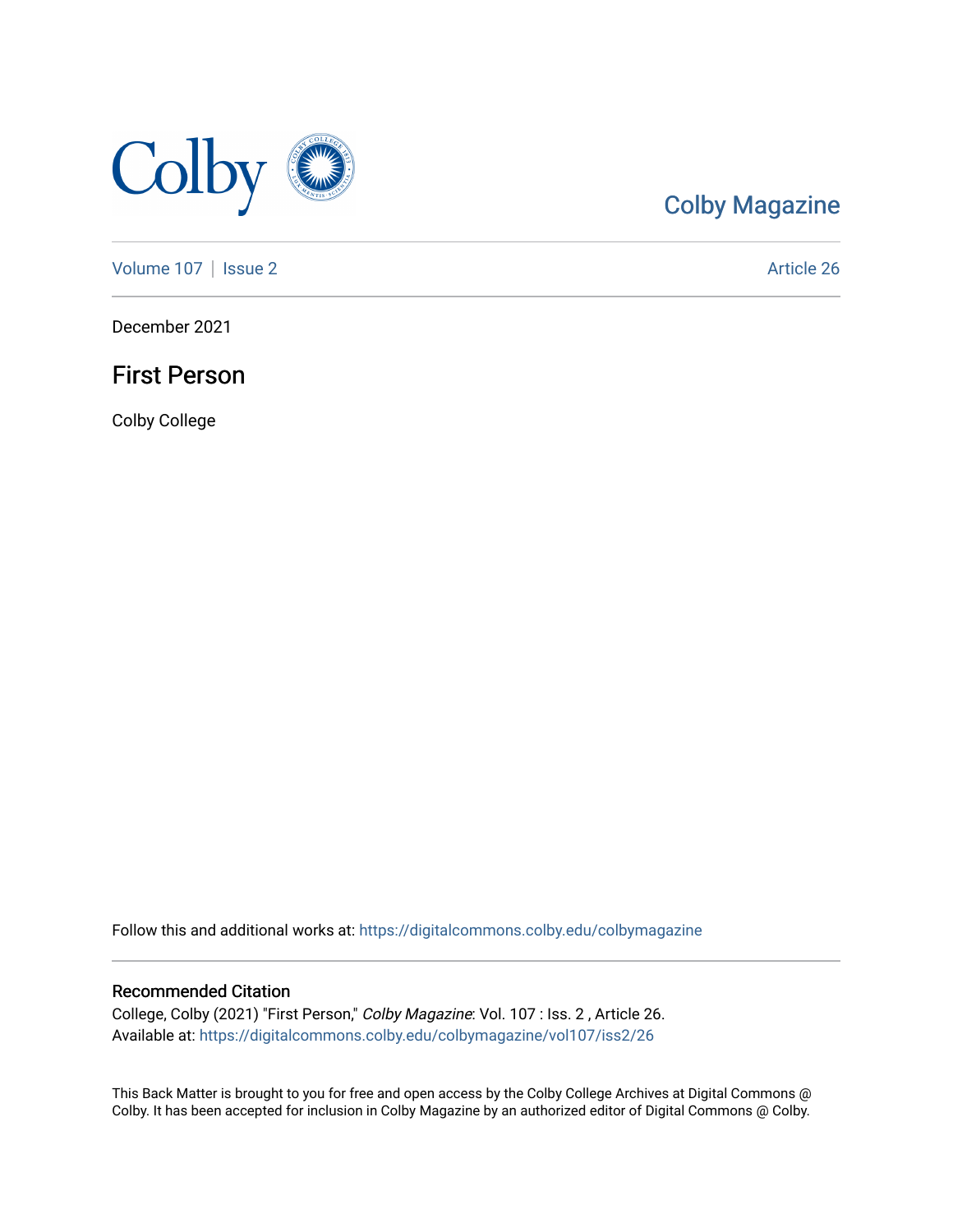Colby Magazine

Volume 107 | Issue 2

Article 26

December 2021

# First Person

Colby College

Follow this and additional works at: https://digitalcommons.colby.edu/colbymagazine

## Recommended Citation

College, Colby (2021) "First Person," *Colby Magazine*: Vol. 107 : Iss. 2 , Article 26.
Available at: https://digitalcommons.colby.edu/colbymagazine/vol107/iss2/26

This Back Matter is brought to you for free and open access by the Colby College Archives at Digital Commons @ Colby. It has been accepted for inclusion in Colby Magazine by an authorized editor of Digital Commons @ Colby.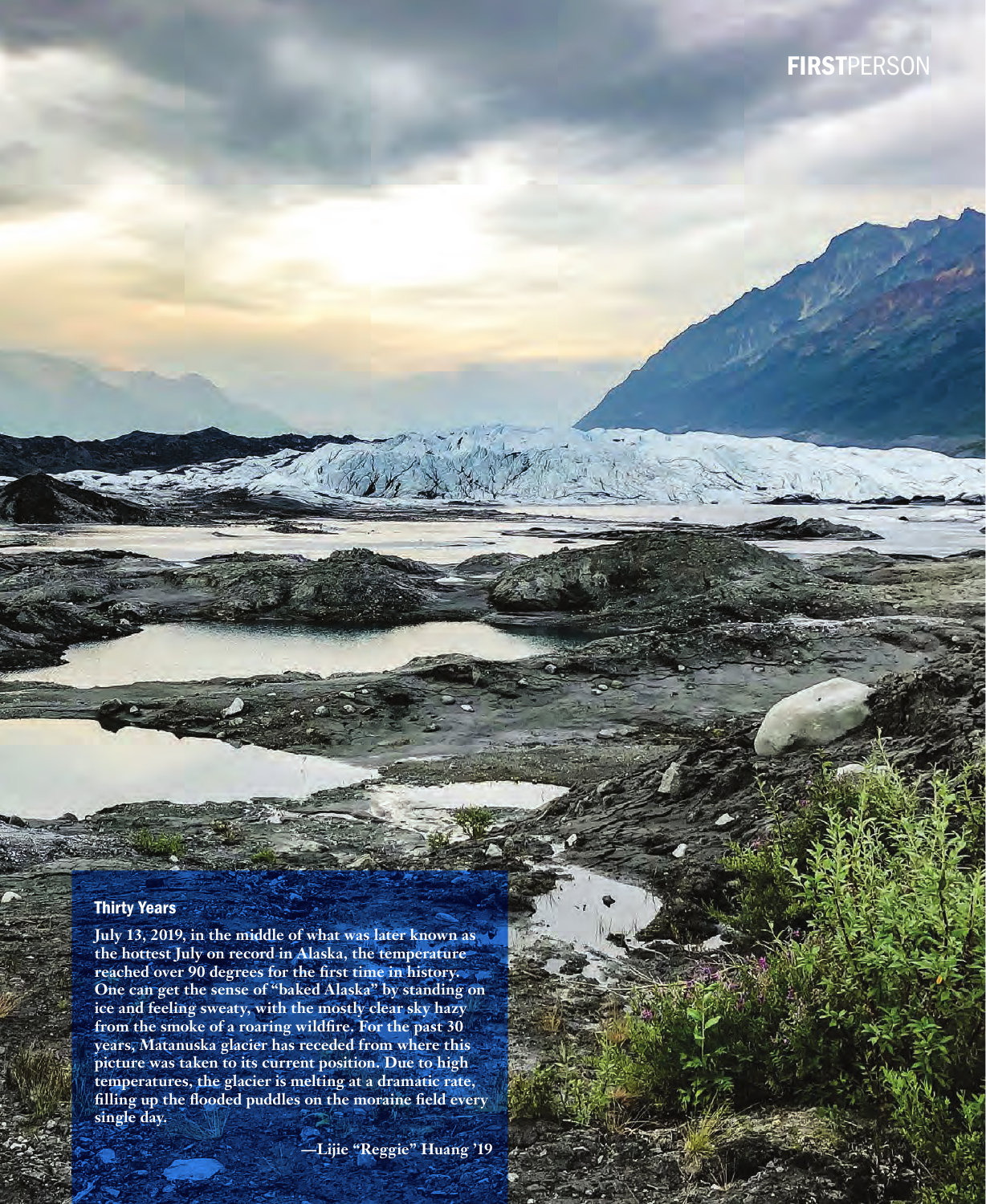## Thirty Years

**July 13, 2019, in the middle of what was later known as the hottest July on record in Alaska, the temperature reached over 90 degrees for the first time in history. One can get the sense of "baked Alaska" by standing on ice and feeling sweaty, with the mostly clear sky hazy from the smoke of a roaring wildfire. For the past 30 years, Matanuska glacier has receded from where this picture was taken to its current position. Due to high temperatures, the glacier is melting at a dramatic rate, filling up the flooded puddles on the moraine field every single day.**

**—Lijie "Reggie" Huang '19**